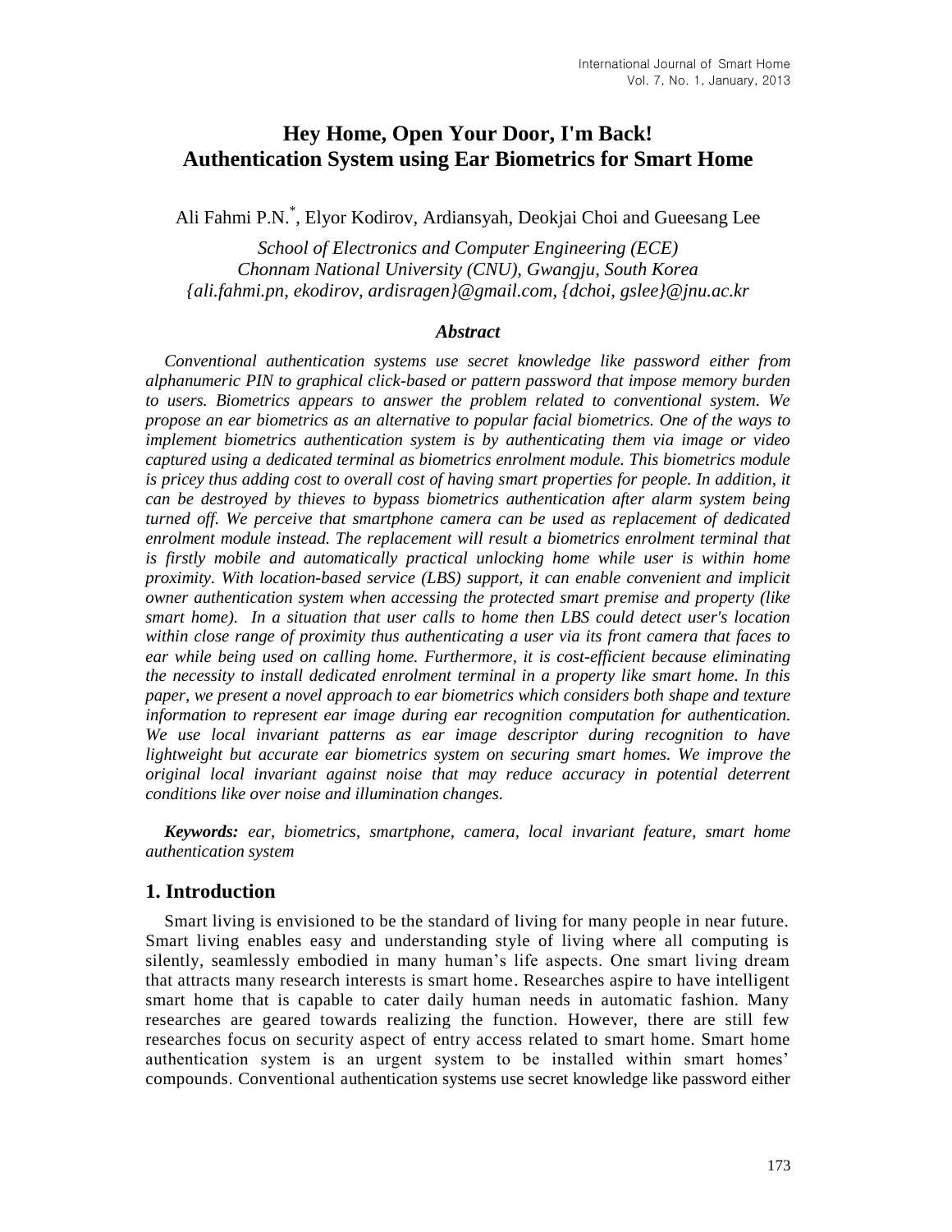# Hey Home, Open Your Door, I'm Back! Authentication System using Ear Biometrics for Smart Home

Ali Fahmi P.N.[*], Elyor Kodirov, Ardiansyah, Deokjai Choi and Gueesang Lee

*School of Electronics and Computer Engineering (ECE)*
*Chonnam National University (CNU), Gwangju, South Korea*
*{ali.fahmi.pn, ekodirov, ardisragen}@gmail.com, {dchoi, gslee}@jnu.ac.kr*

### *Abstract*

*Conventional authentication systems use secret knowledge like password either from alphanumeric PIN to graphical click-based or pattern password that impose memory burden to users. Biometrics appears to answer the problem related to conventional system. We propose an ear biometrics as an alternative to popular facial biometrics. One of the ways to implement biometrics authentication system is by authenticating them via image or video captured using a dedicated terminal as biometrics enrolment module. This biometrics module is pricey thus adding cost to overall cost of having smart properties for people. In addition, it can be destroyed by thieves to bypass biometrics authentication after alarm system being turned off. We perceive that smartphone camera can be used as replacement of dedicated enrolment module instead. The replacement will result a biometrics enrolment terminal that is firstly mobile and automatically practical unlocking home while user is within home proximity. With location-based service (LBS) support, it can enable convenient and implicit owner authentication system when accessing the protected smart premise and property (like smart home). In a situation that user calls to home then LBS could detect user's location within close range of proximity thus authenticating a user via its front camera that faces to ear while being used on calling home. Furthermore, it is cost-efficient because eliminating the necessity to install dedicated enrolment terminal in a property like smart home. In this paper, we present a novel approach to ear biometrics which considers both shape and texture information to represent ear image during ear recognition computation for authentication. We use local invariant patterns as ear image descriptor during recognition to have lightweight but accurate ear biometrics system on securing smart homes. We improve the original local invariant against noise that may reduce accuracy in potential deterrent conditions like over noise and illumination changes.*

***Keywords:*** *ear, biometrics, smartphone, camera, local invariant feature, smart home authentication system*

## 1. Introduction

Smart living is envisioned to be the standard of living for many people in near future. Smart living enables easy and understanding style of living where all computing is silently, seamlessly embodied in many human's life aspects. One smart living dream that attracts many research interests is smart home. Researches aspire to have intelligent smart home that is capable to cater daily human needs in automatic fashion. Many researches are geared towards realizing the function. However, there are still few researches focus on security aspect of entry access related to smart home. Smart home authentication system is an urgent system to be installed within smart homes' compounds. Conventional authentication systems use secret knowledge like password either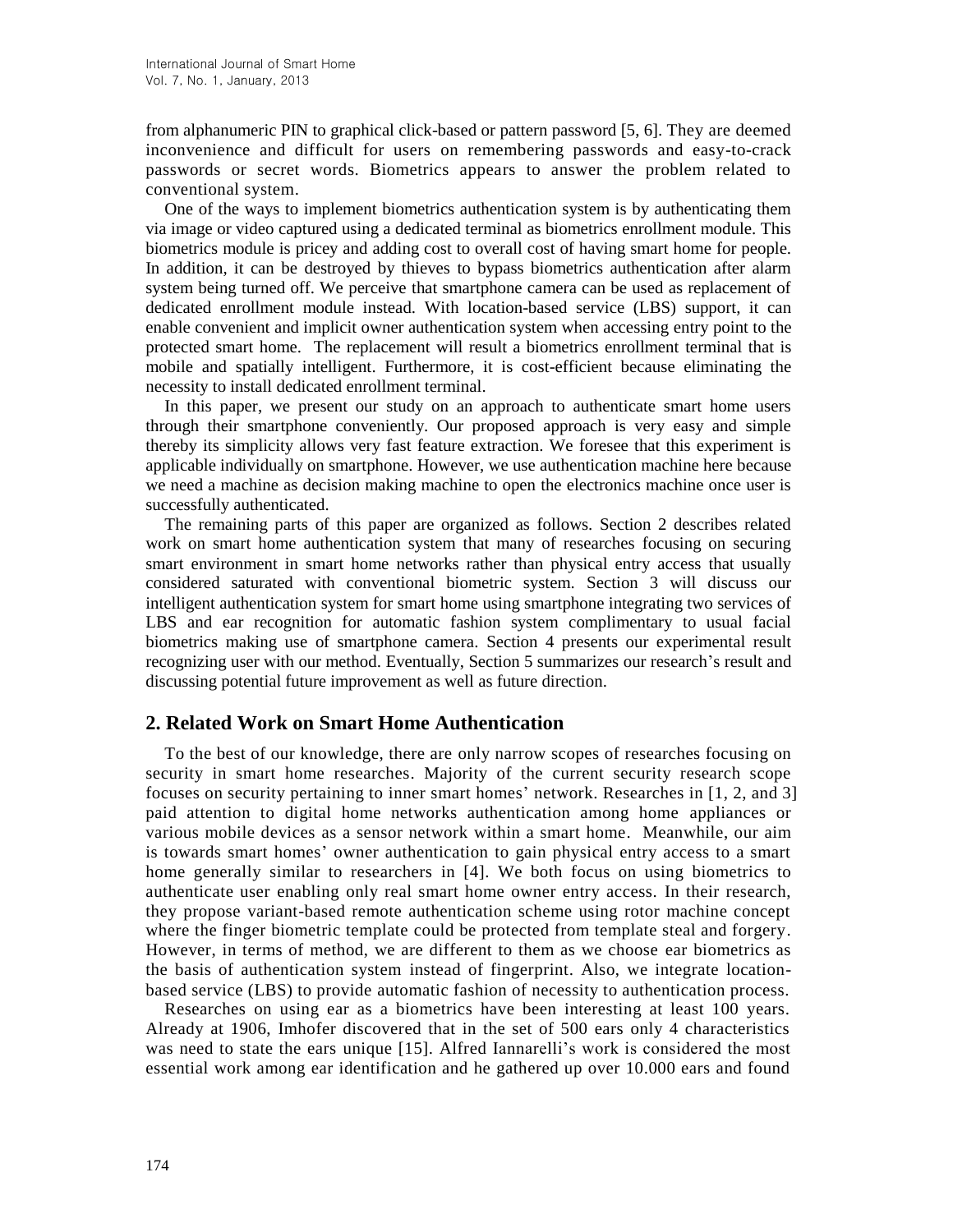from alphanumeric PIN to graphical click-based or pattern password [5, 6]. They are deemed inconvenience and difficult for users on remembering passwords and easy-to-crack passwords or secret words. Biometrics appears to answer the problem related to conventional system.

One of the ways to implement biometrics authentication system is by authenticating them via image or video captured using a dedicated terminal as biometrics enrollment module. This biometrics module is pricey and adding cost to overall cost of having smart home for people. In addition, it can be destroyed by thieves to bypass biometrics authentication after alarm system being turned off. We perceive that smartphone camera can be used as replacement of dedicated enrollment module instead. With location-based service (LBS) support, it can enable convenient and implicit owner authentication system when accessing entry point to the protected smart home. The replacement will result a biometrics enrollment terminal that is mobile and spatially intelligent. Furthermore, it is cost-efficient because eliminating the necessity to install dedicated enrollment terminal.

In this paper, we present our study on an approach to authenticate smart home users through their smartphone conveniently. Our proposed approach is very easy and simple thereby its simplicity allows very fast feature extraction. We foresee that this experiment is applicable individually on smartphone. However, we use authentication machine here because we need a machine as decision making machine to open the electronics machine once user is successfully authenticated.

The remaining parts of this paper are organized as follows. Section 2 describes related work on smart home authentication system that many of researches focusing on securing smart environment in smart home networks rather than physical entry access that usually considered saturated with conventional biometric system. Section 3 will discuss our intelligent authentication system for smart home using smartphone integrating two services of LBS and ear recognition for automatic fashion system complimentary to usual facial biometrics making use of smartphone camera. Section 4 presents our experimental result recognizing user with our method. Eventually, Section 5 summarizes our research's result and discussing potential future improvement as well as future direction.

## 2. Related Work on Smart Home Authentication

To the best of our knowledge, there are only narrow scopes of researches focusing on security in smart home researches. Majority of the current security research scope focuses on security pertaining to inner smart homes' network. Researches in [1, 2, and 3] paid attention to digital home networks authentication among home appliances or various mobile devices as a sensor network within a smart home. Meanwhile, our aim is towards smart homes' owner authentication to gain physical entry access to a smart home generally similar to researchers in [4]. We both focus on using biometrics to authenticate user enabling only real smart home owner entry access. In their research, they propose variant-based remote authentication scheme using rotor machine concept where the finger biometric template could be protected from template steal and forgery. However, in terms of method, we are different to them as we choose ear biometrics as the basis of authentication system instead of fingerprint. Also, we integrate location-based service (LBS) to provide automatic fashion of necessity to authentication process.

Researches on using ear as a biometrics have been interesting at least 100 years. Already at 1906, Imhofer discovered that in the set of 500 ears only 4 characteristics was need to state the ears unique [15]. Alfred Iannarelli's work is considered the most essential work among ear identification and he gathered up over 10.000 ears and found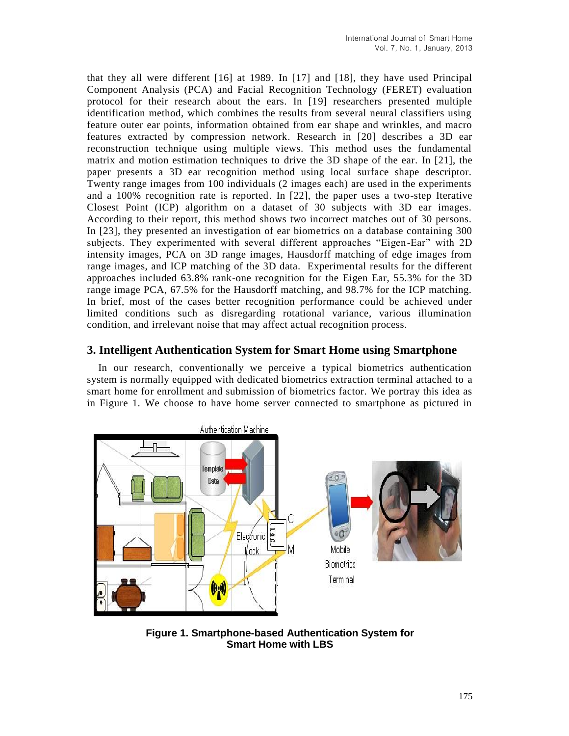that they all were different [16] at 1989. In [17] and [18], they have used Principal Component Analysis (PCA) and Facial Recognition Technology (FERET) evaluation protocol for their research about the ears. In [19] researchers presented multiple identification method, which combines the results from several neural classifiers using feature outer ear points, information obtained from ear shape and wrinkles, and macro features extracted by compression network. Research in [20] describes a 3D ear reconstruction technique using multiple views. This method uses the fundamental matrix and motion estimation techniques to drive the 3D shape of the ear. In [21], the paper presents a 3D ear recognition method using local surface shape descriptor. Twenty range images from 100 individuals (2 images each) are used in the experiments and a 100% recognition rate is reported. In [22], the paper uses a two-step Iterative Closest Point (ICP) algorithm on a dataset of 30 subjects with 3D ear images. According to their report, this method shows two incorrect matches out of 30 persons. In [23], they presented an investigation of ear biometrics on a database containing 300 subjects. They experimented with several different approaches "Eigen-Ear" with 2D intensity images, PCA on 3D range images, Hausdorff matching of edge images from range images, and ICP matching of the 3D data. Experimental results for the different approaches included 63.8% rank-one recognition for the Eigen Ear, 55.3% for the 3D range image PCA, 67.5% for the Hausdorff matching, and 98.7% for the ICP matching. In brief, most of the cases better recognition performance could be achieved under limited conditions such as disregarding rotational variance, various illumination condition, and irrelevant noise that may affect actual recognition process.

## 3. Intelligent Authentication System for Smart Home using Smartphone

In our research, conventionally we perceive a typical biometrics authentication system is normally equipped with dedicated biometrics extraction terminal attached to a smart home for enrollment and submission of biometrics factor. We portray this idea as in Figure 1. We choose to have home server connected to smartphone as pictured in

**Figure 1. Smartphone-based Authentication System for Smart Home with LBS**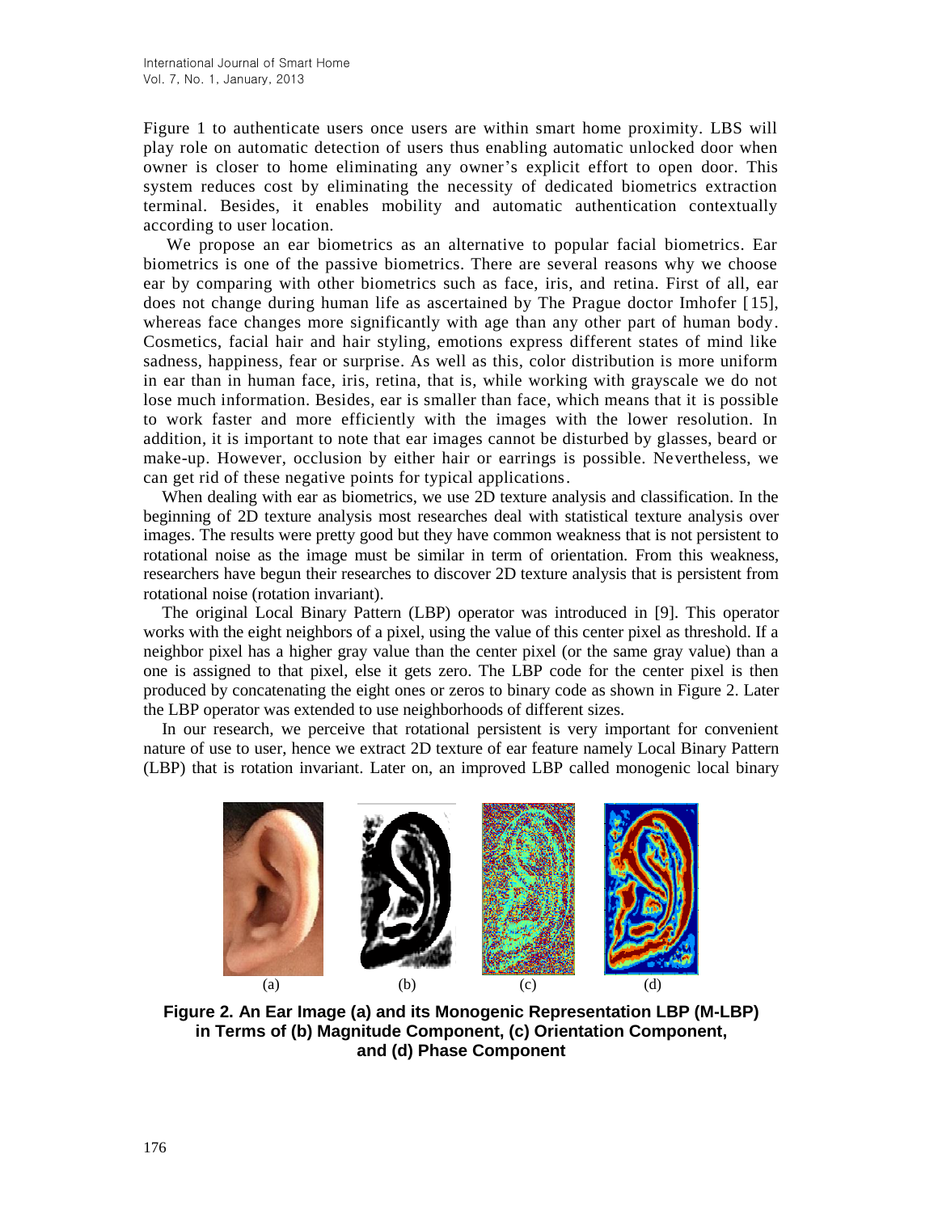Figure 1 to authenticate users once users are within smart home proximity. LBS will play role on automatic detection of users thus enabling automatic unlocked door when owner is closer to home eliminating any owner's explicit effort to open door. This system reduces cost by eliminating the necessity of dedicated biometrics extraction terminal. Besides, it enables mobility and automatic authentication contextually according to user location.

We propose an ear biometrics as an alternative to popular facial biometrics. Ear biometrics is one of the passive biometrics. There are several reasons why we choose ear by comparing with other biometrics such as face, iris, and retina. First of all, ear does not change during human life as ascertained by The Prague doctor Imhofer [15], whereas face changes more significantly with age than any other part of human body. Cosmetics, facial hair and hair styling, emotions express different states of mind like sadness, happiness, fear or surprise. As well as this, color distribution is more uniform in ear than in human face, iris, retina, that is, while working with grayscale we do not lose much information. Besides, ear is smaller than face, which means that it is possible to work faster and more efficiently with the images with the lower resolution. In addition, it is important to note that ear images cannot be disturbed by glasses, beard or make-up. However, occlusion by either hair or earrings is possible. Nevertheless, we can get rid of these negative points for typical applications.

When dealing with ear as biometrics, we use 2D texture analysis and classification. In the beginning of 2D texture analysis most researches deal with statistical texture analysis over images. The results were pretty good but they have common weakness that is not persistent to rotational noise as the image must be similar in term of orientation. From this weakness, researchers have begun their researches to discover 2D texture analysis that is persistent from rotational noise (rotation invariant).

The original Local Binary Pattern (LBP) operator was introduced in [9]. This operator works with the eight neighbors of a pixel, using the value of this center pixel as threshold. If a neighbor pixel has a higher gray value than the center pixel (or the same gray value) than a one is assigned to that pixel, else it gets zero. The LBP code for the center pixel is then produced by concatenating the eight ones or zeros to binary code as shown in Figure 2. Later the LBP operator was extended to use neighborhoods of different sizes.

In our research, we perceive that rotational persistent is very important for convenient nature of use to user, hence we extract 2D texture of ear feature namely Local Binary Pattern (LBP) that is rotation invariant. Later on, an improved LBP called monogenic local binary

(a) (b) (c) (d)

**Figure 2. An Ear Image (a) and its Monogenic Representation LBP (M-LBP) in Terms of (b) Magnitude Component, (c) Orientation Component, and (d) Phase Component**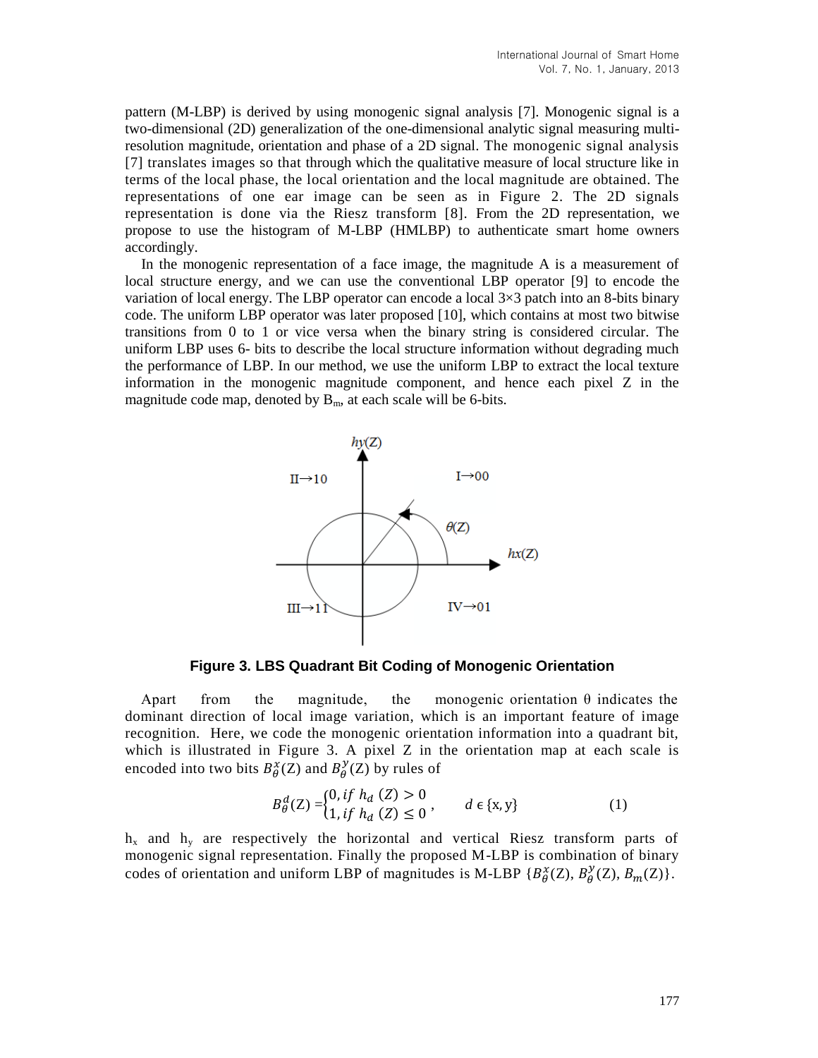pattern (M-LBP) is derived by using monogenic signal analysis [7]. Monogenic signal is a two-dimensional (2D) generalization of the one-dimensional analytic signal measuring multi-resolution magnitude, orientation and phase of a 2D signal. The monogenic signal analysis [7] translates images so that through which the qualitative measure of local structure like in terms of the local phase, the local orientation and the local magnitude are obtained. The representations of one ear image can be seen as in Figure 2. The 2D signals representation is done via the Riesz transform [8]. From the 2D representation, we propose to use the histogram of M-LBP (HMLBP) to authenticate smart home owners accordingly.

In the monogenic representation of a face image, the magnitude A is a measurement of local structure energy, and we can use the conventional LBP operator [9] to encode the variation of local energy. The LBP operator can encode a local 3×3 patch into an 8-bits binary code. The uniform LBP operator was later proposed [10], which contains at most two bitwise transitions from 0 to 1 or vice versa when the binary string is considered circular. The uniform LBP uses 6- bits to describe the local structure information without degrading much the performance of LBP. In our method, we use the uniform LBP to extract the local texture information in the monogenic magnitude component, and hence each pixel Z in the magnitude code map, denoted by $B_m$, at each scale will be 6-bits.

**Figure 3. LBS Quadrant Bit Coding of Monogenic Orientation**

Apart from the magnitude, the monogenic orientation θ indicates the dominant direction of local image variation, which is an important feature of image recognition. Here, we code the monogenic orientation information into a quadrant bit, which is illustrated in Figure 3. A pixel Z in the orientation map at each scale is encoded into two bits $B_\theta^x(Z)$ and $B_\theta^y(Z)$ by rules of

$$B_\theta^d(Z) = \begin{cases} 0, \text{if } h_d(Z) > 0 \\ 1, \text{if } h_d(Z) \leq 0 \end{cases}, \qquad d \in \{x, y\} \tag{1}$$

$h_x$ and $h_y$ are respectively the horizontal and vertical Riesz transform parts of monogenic signal representation. Finally the proposed M-LBP is combination of binary codes of orientation and uniform LBP of magnitudes is M-LBP $\{B_\theta^x(Z), B_\theta^y(Z), B_m(Z)\}$.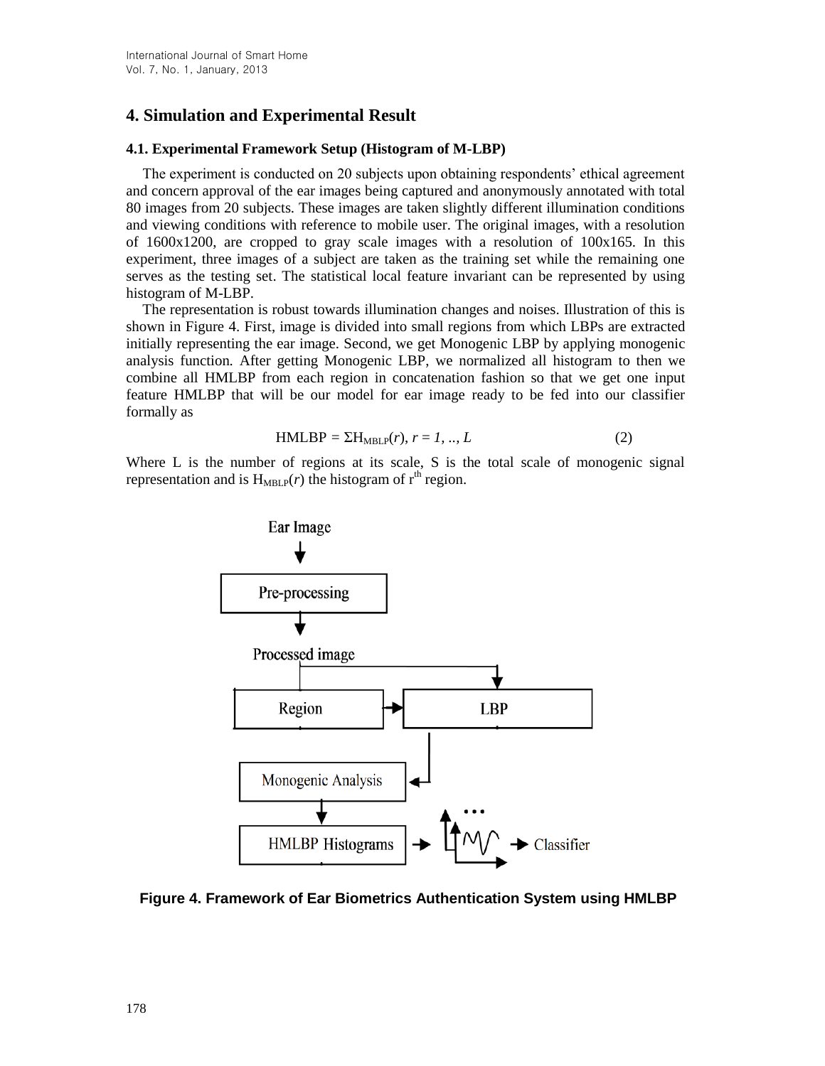## 4. Simulation and Experimental Result

### 4.1. Experimental Framework Setup (Histogram of M-LBP)

The experiment is conducted on 20 subjects upon obtaining respondents' ethical agreement and concern approval of the ear images being captured and anonymously annotated with total 80 images from 20 subjects. These images are taken slightly different illumination conditions and viewing conditions with reference to mobile user. The original images, with a resolution of 1600x1200, are cropped to gray scale images with a resolution of 100x165. In this experiment, three images of a subject are taken as the training set while the remaining one serves as the testing set. The statistical local feature invariant can be represented by using histogram of M-LBP.

The representation is robust towards illumination changes and noises. Illustration of this is shown in Figure 4. First, image is divided into small regions from which LBPs are extracted initially representing the ear image. Second, we get Monogenic LBP by applying monogenic analysis function. After getting Monogenic LBP, we normalized all histogram to then we combine all HMLBP from each region in concatenation fashion so that we get one input feature HMLBP that will be our model for ear image ready to be fed into our classifier formally as

$$HMLBP = \Sigma H_{MBLP}(r),\ r = 1, .., L \quad (2)$$

Where L is the number of regions at its scale, S is the total scale of monogenic signal representation and is $H_{MBLP}(r)$ the histogram of $r^{th}$ region.

**Figure 4. Framework of Ear Biometrics Authentication System using HMLBP**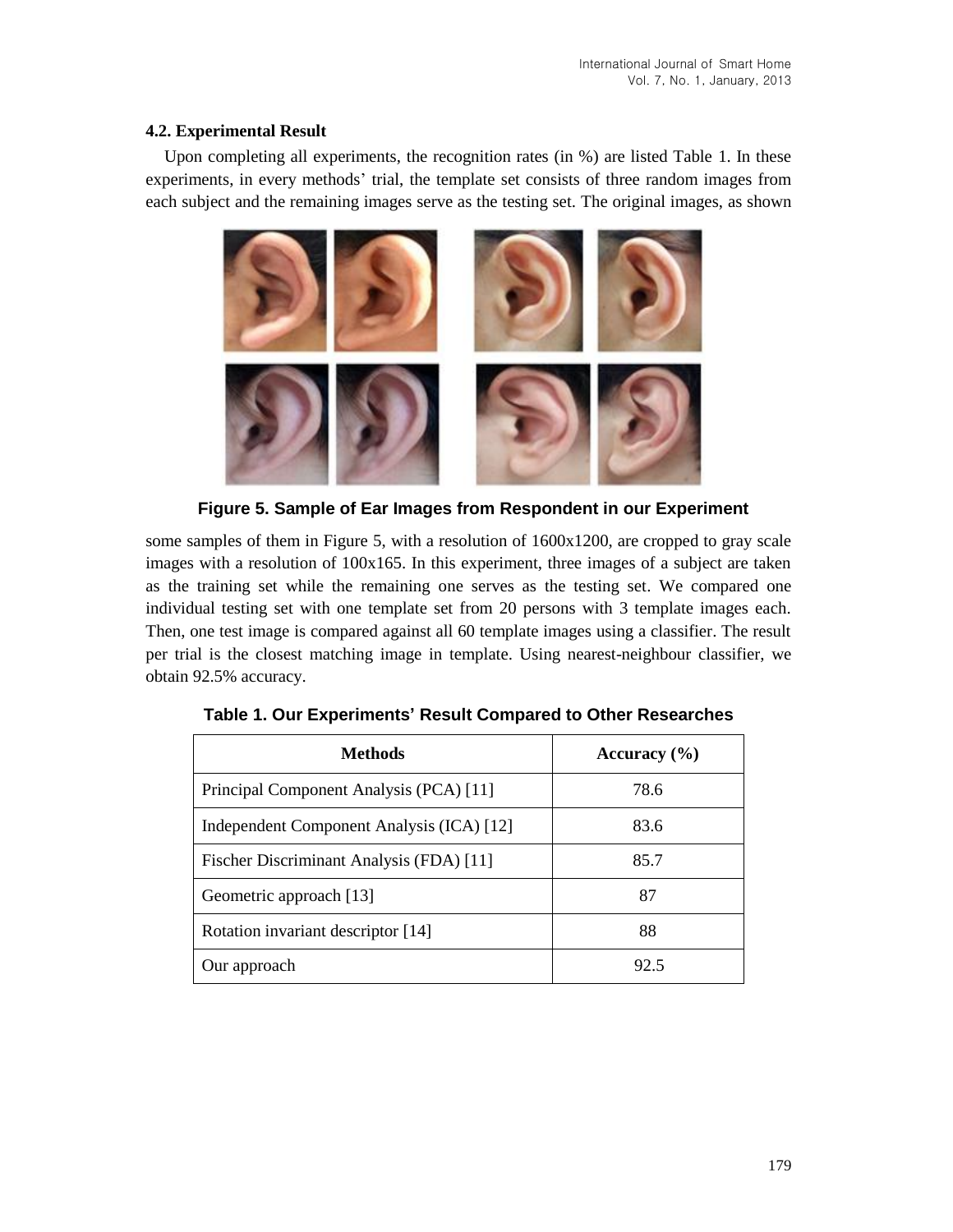### 4.2. Experimental Result

Upon completing all experiments, the recognition rates (in %) are listed Table 1. In these experiments, in every methods' trial, the template set consists of three random images from each subject and the remaining images serve as the testing set. The original images, as shown

**Figure 5. Sample of Ear Images from Respondent in our Experiment**

some samples of them in Figure 5, with a resolution of 1600x1200, are cropped to gray scale images with a resolution of 100x165. In this experiment, three images of a subject are taken as the training set while the remaining one serves as the testing set. We compared one individual testing set with one template set from 20 persons with 3 template images each. Then, one test image is compared against all 60 template images using a classifier. The result per trial is the closest matching image in template. Using nearest-neighbour classifier, we obtain 92.5% accuracy.

**Table 1. Our Experiments' Result Compared to Other Researches**

| Methods | Accuracy (%) |
| --- | --- |
| Principal Component Analysis (PCA) [11] | 78.6 |
| Independent Component Analysis (ICA) [12] | 83.6 |
| Fischer Discriminant Analysis (FDA) [11] | 85.7 |
| Geometric approach [13] | 87 |
| Rotation invariant descriptor [14] | 88 |
| Our approach | 92.5 |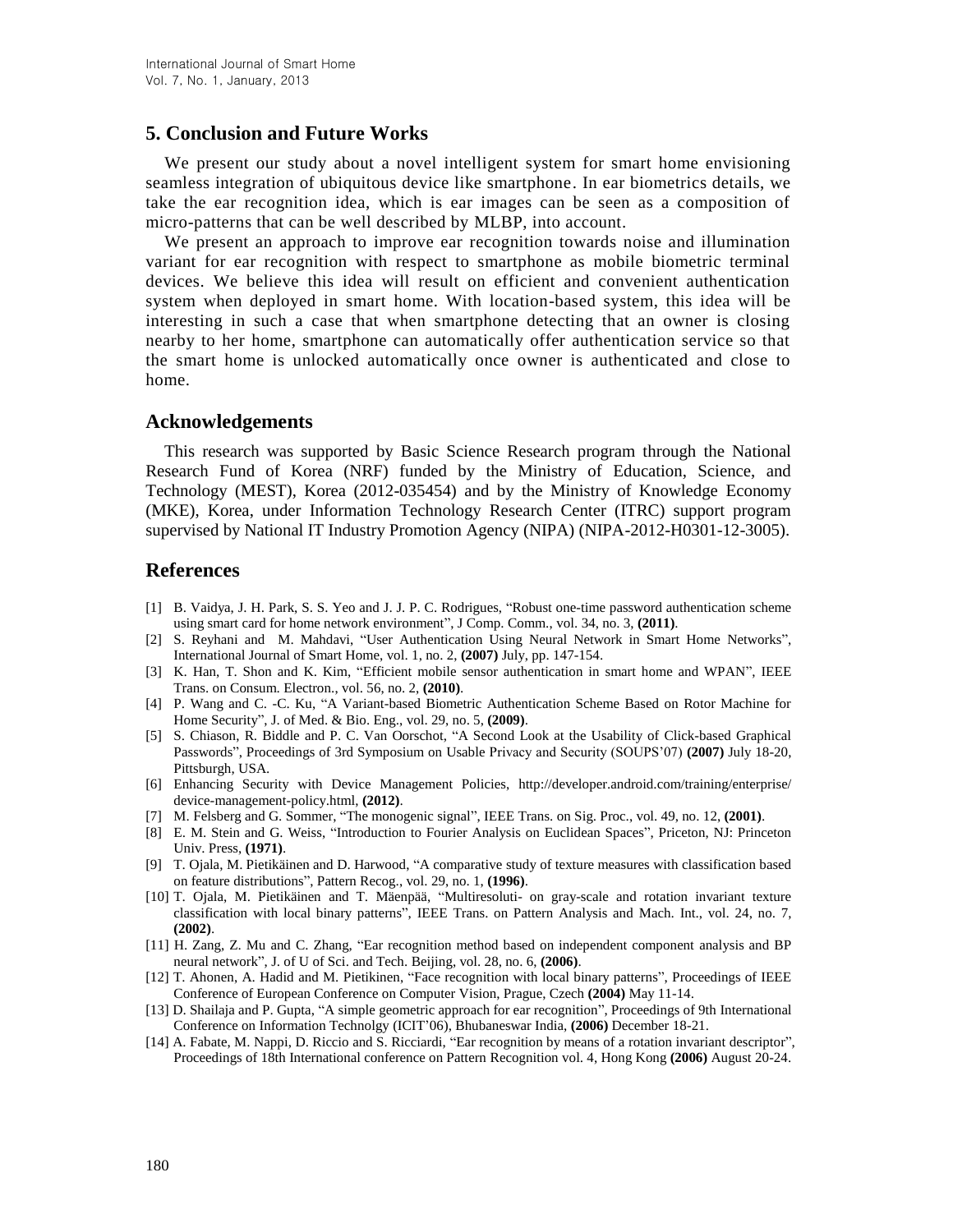## 5. Conclusion and Future Works

We present our study about a novel intelligent system for smart home envisioning seamless integration of ubiquitous device like smartphone. In ear biometrics details, we take the ear recognition idea, which is ear images can be seen as a composition of micro-patterns that can be well described by MLBP, into account.

We present an approach to improve ear recognition towards noise and illumination variant for ear recognition with respect to smartphone as mobile biometric terminal devices. We believe this idea will result on efficient and convenient authentication system when deployed in smart home. With location-based system, this idea will be interesting in such a case that when smartphone detecting that an owner is closing nearby to her home, smartphone can automatically offer authentication service so that the smart home is unlocked automatically once owner is authenticated and close to home.

## Acknowledgements

This research was supported by Basic Science Research program through the National Research Fund of Korea (NRF) funded by the Ministry of Education, Science, and Technology (MEST), Korea (2012-035454) and by the Ministry of Knowledge Economy (MKE), Korea, under Information Technology Research Center (ITRC) support program supervised by National IT Industry Promotion Agency (NIPA) (NIPA-2012-H0301-12-3005).

## References

[1] B. Vaidya, J. H. Park, S. S. Yeo and J. J. P. C. Rodrigues, "Robust one-time password authentication scheme using smart card for home network environment", J Comp. Comm., vol. 34, no. 3, **(2011)**.

[2] S. Reyhani and M. Mahdavi, "User Authentication Using Neural Network in Smart Home Networks", International Journal of Smart Home, vol. 1, no. 2, **(2007)** July, pp. 147-154.

[3] K. Han, T. Shon and K. Kim, "Efficient mobile sensor authentication in smart home and WPAN", IEEE Trans. on Consum. Electron., vol. 56, no. 2, **(2010)**.

[4] P. Wang and C. -C. Ku, "A Variant-based Biometric Authentication Scheme Based on Rotor Machine for Home Security", J. of Med. & Bio. Eng., vol. 29, no. 5, **(2009)**.

[5] S. Chiason, R. Biddle and P. C. Van Oorschot, "A Second Look at the Usability of Click-based Graphical Passwords", Proceedings of 3rd Symposium on Usable Privacy and Security (SOUPS'07) **(2007)** July 18-20, Pittsburgh, USA.

[6] Enhancing Security with Device Management Policies, http://developer.android.com/training/enterprise/device-management-policy.html, **(2012)**.

[7] M. Felsberg and G. Sommer, "The monogenic signal", IEEE Trans. on Sig. Proc., vol. 49, no. 12, **(2001)**.

[8] E. M. Stein and G. Weiss, "Introduction to Fourier Analysis on Euclidean Spaces", Priceton, NJ: Princeton Univ. Press, **(1971)**.

[9] T. Ojala, M. Pietikäinen and D. Harwood, "A comparative study of texture measures with classification based on feature distributions", Pattern Recog., vol. 29, no. 1, **(1996)**.

[10] T. Ojala, M. Pietikäinen and T. Mäenpää, "Multiresoluti- on gray-scale and rotation invariant texture classification with local binary patterns", IEEE Trans. on Pattern Analysis and Mach. Int., vol. 24, no. 7, **(2002)**.

[11] H. Zang, Z. Mu and C. Zhang, "Ear recognition method based on independent component analysis and BP neural network", J. of U of Sci. and Tech. Beijing, vol. 28, no. 6, **(2006)**.

[12] T. Ahonen, A. Hadid and M. Pietikinen, "Face recognition with local binary patterns", Proceedings of IEEE Conference of European Conference on Computer Vision, Prague, Czech **(2004)** May 11-14.

[13] D. Shailaja and P. Gupta, "A simple geometric approach for ear recognition", Proceedings of 9th International Conference on Information Technolgy (ICIT'06), Bhubaneswar India, **(2006)** December 18-21.

[14] A. Fabate, M. Nappi, D. Riccio and S. Ricciardi, "Ear recognition by means of a rotation invariant descriptor", Proceedings of 18th International conference on Pattern Recognition vol. 4, Hong Kong **(2006)** August 20-24.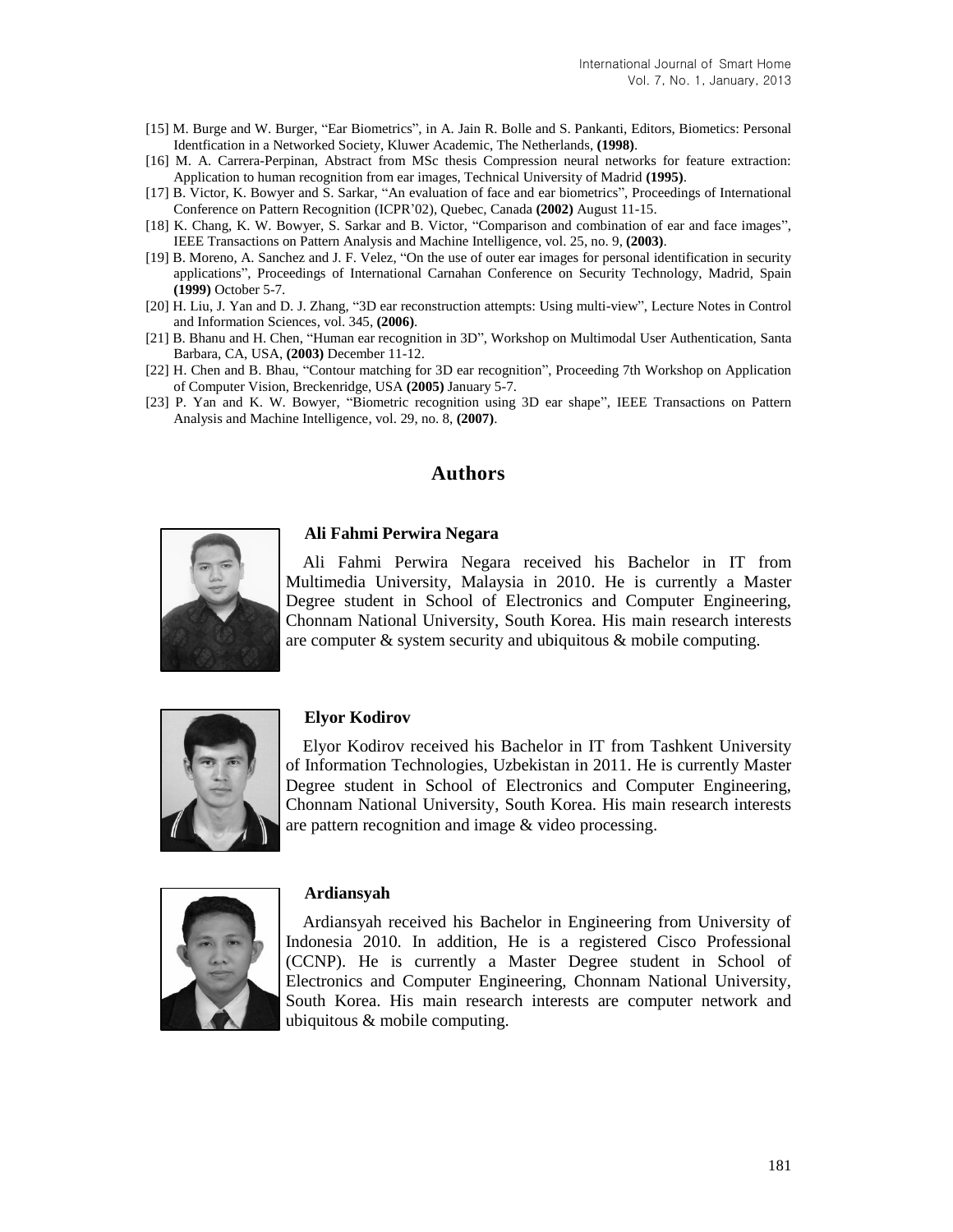[15] M. Burge and W. Burger, "Ear Biometrics", in A. Jain R. Bolle and S. Pankanti, Editors, Biometics: Personal Identfication in a Networked Society, Kluwer Academic, The Netherlands, **(1998)**.

[16] M. A. Carrera-Perpinan, Abstract from MSc thesis Compression neural networks for feature extraction: Application to human recognition from ear images, Technical University of Madrid **(1995)**.

[17] B. Victor, K. Bowyer and S. Sarkar, "An evaluation of face and ear biometrics", Proceedings of International Conference on Pattern Recognition (ICPR'02), Quebec, Canada **(2002)** August 11-15.

[18] K. Chang, K. W. Bowyer, S. Sarkar and B. Victor, "Comparison and combination of ear and face images", IEEE Transactions on Pattern Analysis and Machine Intelligence, vol. 25, no. 9, **(2003)**.

[19] B. Moreno, A. Sanchez and J. F. Velez, "On the use of outer ear images for personal identification in security applications", Proceedings of International Carnahan Conference on Security Technology, Madrid, Spain **(1999)** October 5-7.

[20] H. Liu, J. Yan and D. J. Zhang, "3D ear reconstruction attempts: Using multi-view", Lecture Notes in Control and Information Sciences, vol. 345, **(2006)**.

[21] B. Bhanu and H. Chen, "Human ear recognition in 3D", Workshop on Multimodal User Authentication, Santa Barbara, CA, USA, **(2003)** December 11-12.

[22] H. Chen and B. Bhau, "Contour matching for 3D ear recognition", Proceeding 7th Workshop on Application of Computer Vision, Breckenridge, USA **(2005)** January 5-7.

[23] P. Yan and K. W. Bowyer, "Biometric recognition using 3D ear shape", IEEE Transactions on Pattern Analysis and Machine Intelligence, vol. 29, no. 8, **(2007)**.

## Authors

**Ali Fahmi Perwira Negara**

Ali Fahmi Perwira Negara received his Bachelor in IT from Multimedia University, Malaysia in 2010. He is currently a Master Degree student in School of Electronics and Computer Engineering, Chonnam National University, South Korea. His main research interests are computer & system security and ubiquitous & mobile computing.

**Elyor Kodirov**

Elyor Kodirov received his Bachelor in IT from Tashkent University of Information Technologies, Uzbekistan in 2011. He is currently Master Degree student in School of Electronics and Computer Engineering, Chonnam National University, South Korea. His main research interests are pattern recognition and image & video processing.

**Ardiansyah**

Ardiansyah received his Bachelor in Engineering from University of Indonesia 2010. In addition, He is a registered Cisco Professional (CCNP). He is currently a Master Degree student in School of Electronics and Computer Engineering, Chonnam National University, South Korea. His main research interests are computer network and ubiquitous & mobile computing.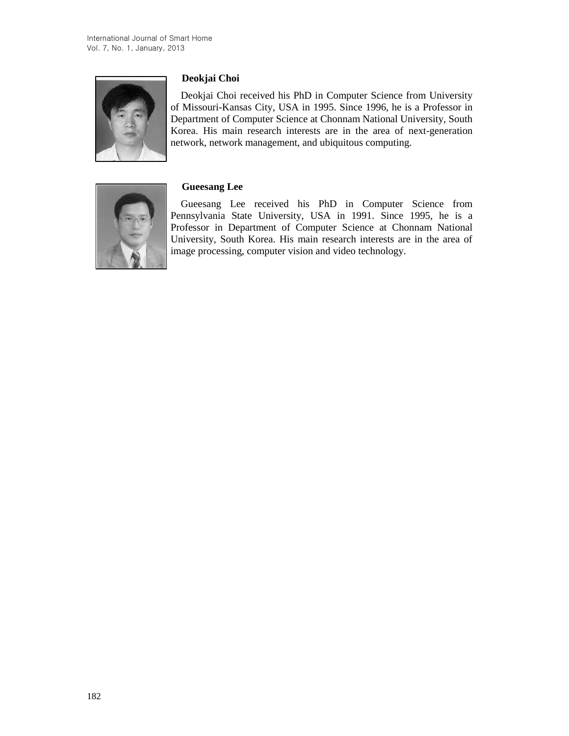**Deokjai Choi**

Deokjai Choi received his PhD in Computer Science from University of Missouri-Kansas City, USA in 1995. Since 1996, he is a Professor in Department of Computer Science at Chonnam National University, South Korea. His main research interests are in the area of next-generation network, network management, and ubiquitous computing.

**Gueesang Lee**

Gueesang Lee received his PhD in Computer Science from Pennsylvania State University, USA in 1991. Since 1995, he is a Professor in Department of Computer Science at Chonnam National University, South Korea. His main research interests are in the area of image processing, computer vision and video technology.